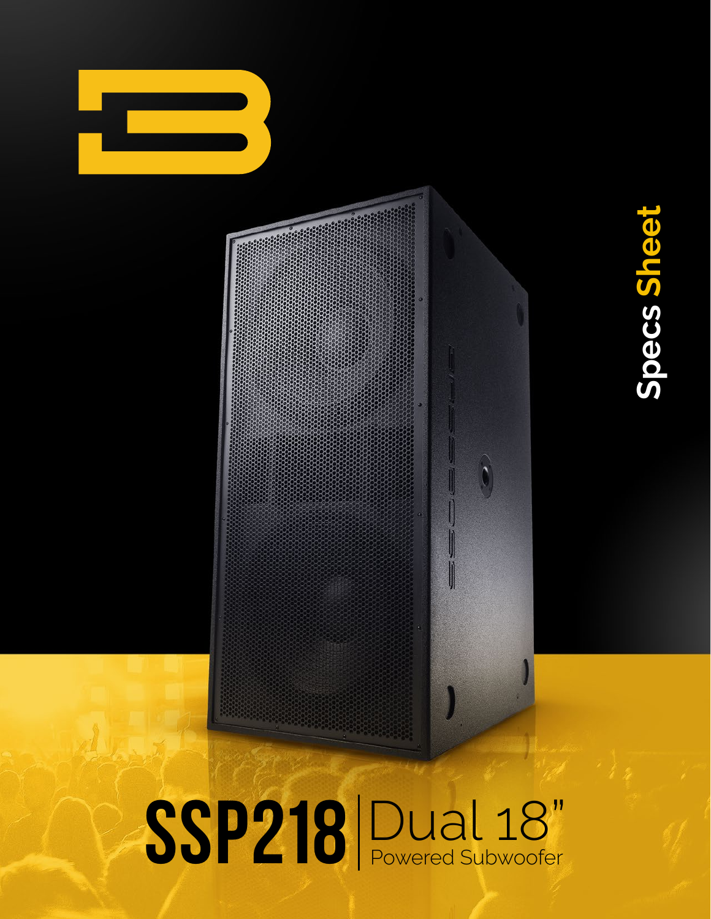Specs Sheet

# SSP218 | Dual 18"

Powered Subwoofer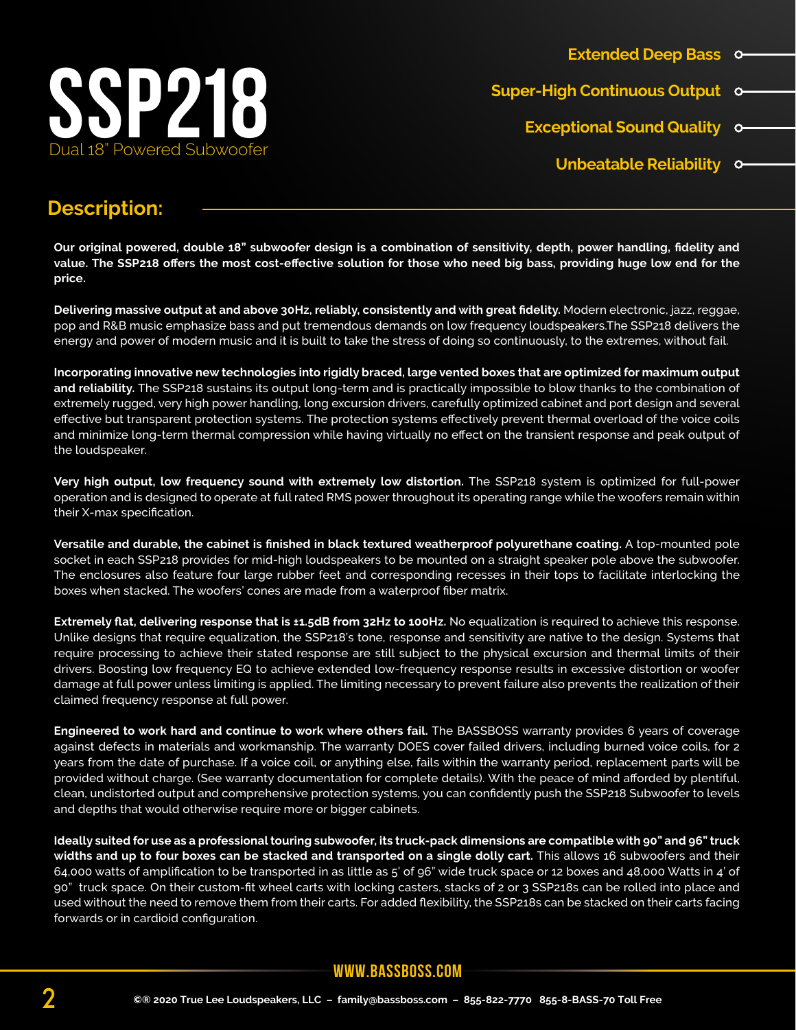# SSP218

Dual 18" Powered Subwoofer

- Extended Deep Bass
- Super-High Continuous Output
- Exceptional Sound Quality
- Unbeatable Reliability

## Description:

**Our original powered, double 18" subwoofer design is a combination of sensitivity, depth, power handling, fidelity and value. The SSP218 offers the most cost-effective solution for those who need big bass, providing huge low end for the price.**

**Delivering massive output at and above 30Hz, reliably, consistently and with great fidelity.** Modern electronic, jazz, reggae, pop and R&B music emphasize bass and put tremendous demands on low frequency loudspeakers.The SSP218 delivers the energy and power of modern music and it is built to take the stress of doing so continuously, to the extremes, without fail.

**Incorporating innovative new technologies into rigidly braced, large vented boxes that are optimized for maximum output and reliability.** The SSP218 sustains its output long-term and is practically impossible to blow thanks to the combination of extremely rugged, very high power handling, long excursion drivers, carefully optimized cabinet and port design and several effective but transparent protection systems. The protection systems effectively prevent thermal overload of the voice coils and minimize long-term thermal compression while having virtually no effect on the transient response and peak output of the loudspeaker.

**Very high output, low frequency sound with extremely low distortion.** The SSP218 system is optimized for full-power operation and is designed to operate at full rated RMS power throughout its operating range while the woofers remain within their X-max specification.

**Versatile and durable, the cabinet is finished in black textured weatherproof polyurethane coating.** A top-mounted pole socket in each SSP218 provides for mid-high loudspeakers to be mounted on a straight speaker pole above the subwoofer. The enclosures also feature four large rubber feet and corresponding recesses in their tops to facilitate interlocking the boxes when stacked. The woofers' cones are made from a waterproof fiber matrix.

**Extremely flat, delivering response that is ±1.5dB from 32Hz to 100Hz.** No equalization is required to achieve this response. Unlike designs that require equalization, the SSP218's tone, response and sensitivity are native to the design. Systems that require processing to achieve their stated response are still subject to the physical excursion and thermal limits of their drivers. Boosting low frequency EQ to achieve extended low-frequency response results in excessive distortion or woofer damage at full power unless limiting is applied. The limiting necessary to prevent failure also prevents the realization of their claimed frequency response at full power.

**Engineered to work hard and continue to work where others fail.** The BASSBOSS warranty provides 6 years of coverage against defects in materials and workmanship. The warranty DOES cover failed drivers, including burned voice coils, for 2 years from the date of purchase. If a voice coil, or anything else, fails within the warranty period, replacement parts will be provided without charge. (See warranty documentation for complete details). With the peace of mind afforded by plentiful, clean, undistorted output and comprehensive protection systems, you can confidently push the SSP218 Subwoofer to levels and depths that would otherwise require more or bigger cabinets.

**Ideally suited for use as a professional touring subwoofer, its truck-pack dimensions are compatible with 90" and 96" truck widths and up to four boxes can be stacked and transported on a single dolly cart.** This allows 16 subwoofers and their 64,000 watts of amplification to be transported in as little as 5' of 96" wide truck space or 12 boxes and 48,000 Watts in 4' of 90" truck space. On their custom-fit wheel carts with locking casters, stacks of 2 or 3 SSP218s can be rolled into place and used without the need to remove them from their carts. For added flexibility, the SSP218s can be stacked on their carts facing forwards or in cardioid configuration.

WWW.BASSBOSS.COM

©® 2020 True Lee Loudspeakers, LLC – family@bassboss.com – 855-822-7770 855-8-BASS-70 Toll Free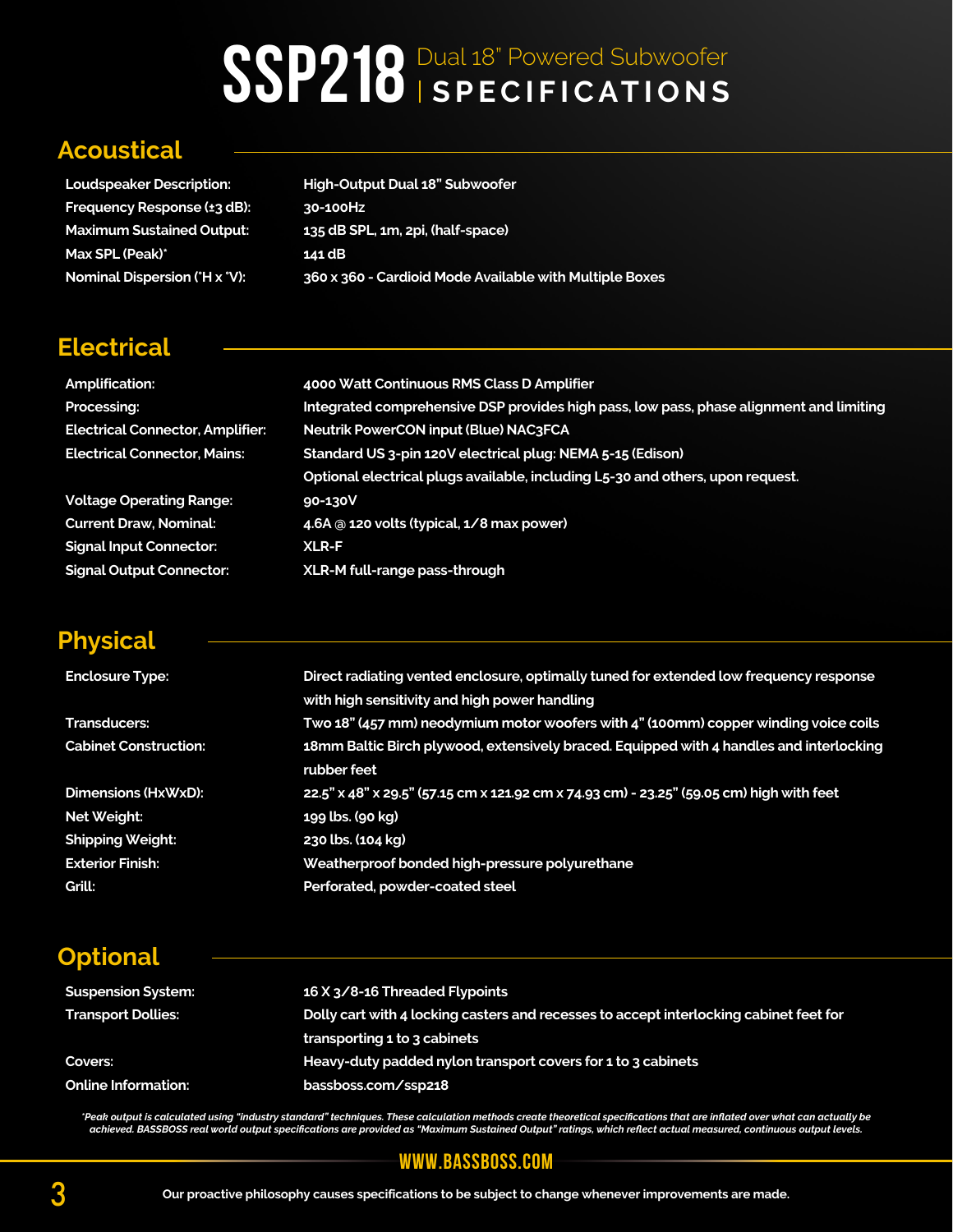# SSP218 Dual 18" Powered Subwoofer | SPECIFICATIONS

## Acoustical

| | |
|---|---|
| Loudspeaker Description: | High-Output Dual 18" Subwoofer |
| Frequency Response (±3 dB): | 30-100Hz |
| Maximum Sustained Output: | 135 dB SPL, 1m, 2pi, (half-space) |
| Max SPL (Peak)* | 141 dB |
| Nominal Dispersion (°H x °V): | 360 x 360 - Cardioid Mode Available with Multiple Boxes |

## Electrical

| | |
|---|---|
| Amplification: | 4000 Watt Continuous RMS Class D Amplifier |
| Processing: | Integrated comprehensive DSP provides high pass, low pass, phase alignment and limiting |
| Electrical Connector, Amplifier: | Neutrik PowerCON input (Blue) NAC3FCA |
| Electrical Connector, Mains: | Standard US 3-pin 120V electrical plug: NEMA 5-15 (Edison)<br>Optional electrical plugs available, including L5-30 and others, upon request. |
| Voltage Operating Range: | 90-130V |
| Current Draw, Nominal: | 4.6A @ 120 volts (typical, 1/8 max power) |
| Signal Input Connector: | XLR-F |
| Signal Output Connector: | XLR-M full-range pass-through |

## Physical

| | |
|---|---|
| Enclosure Type: | Direct radiating vented enclosure, optimally tuned for extended low frequency response with high sensitivity and high power handling |
| Transducers: | Two 18" (457 mm) neodymium motor woofers with 4" (100mm) copper winding voice coils |
| Cabinet Construction: | 18mm Baltic Birch plywood, extensively braced. Equipped with 4 handles and interlocking rubber feet |
| Dimensions (HxWxD): | 22.5" x 48" x 29.5" (57.15 cm x 121.92 cm x 74.93 cm) - 23.25" (59.05 cm) high with feet |
| Net Weight: | 199 lbs. (90 kg) |
| Shipping Weight: | 230 lbs. (104 kg) |
| Exterior Finish: | Weatherproof bonded high-pressure polyurethane |
| Grill: | Perforated, powder-coated steel |

## Optional

| | |
|---|---|
| Suspension System: | 16 X 3/8-16 Threaded Flypoints |
| Transport Dollies: | Dolly cart with 4 locking casters and recesses to accept interlocking cabinet feet for transporting 1 to 3 cabinets |
| Covers: | Heavy-duty padded nylon transport covers for 1 to 3 cabinets |
| Online Information: | bassboss.com/ssp218 |

*\*Peak output is calculated using "industry standard" techniques. These calculation methods create theoretical specifications that are inflated over what can actually be achieved. BASSBOSS real world output specifications are provided as "Maximum Sustained Output" ratings, which reflect actual measured, continuous output levels.*

WWW.BASSBOSS.COM

Our proactive philosophy causes specifications to be subject to change whenever improvements are made.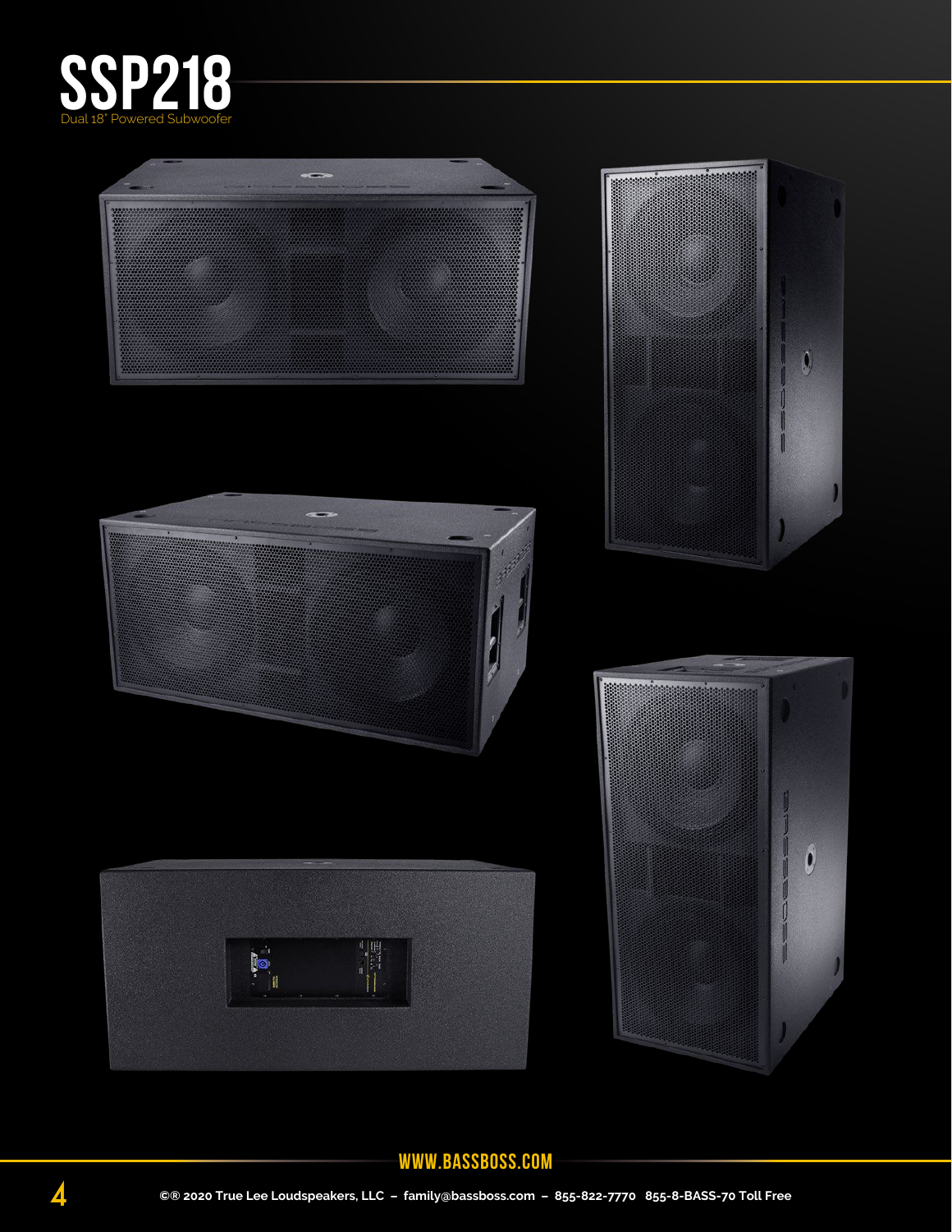# SSP218

Dual 18" Powered Subwoofer

WWW.BASSBOSS.COM

©® 2020 True Lee Loudspeakers, LLC – family@bassboss.com – 855-822-7770 855-8-BASS-70 Toll Free